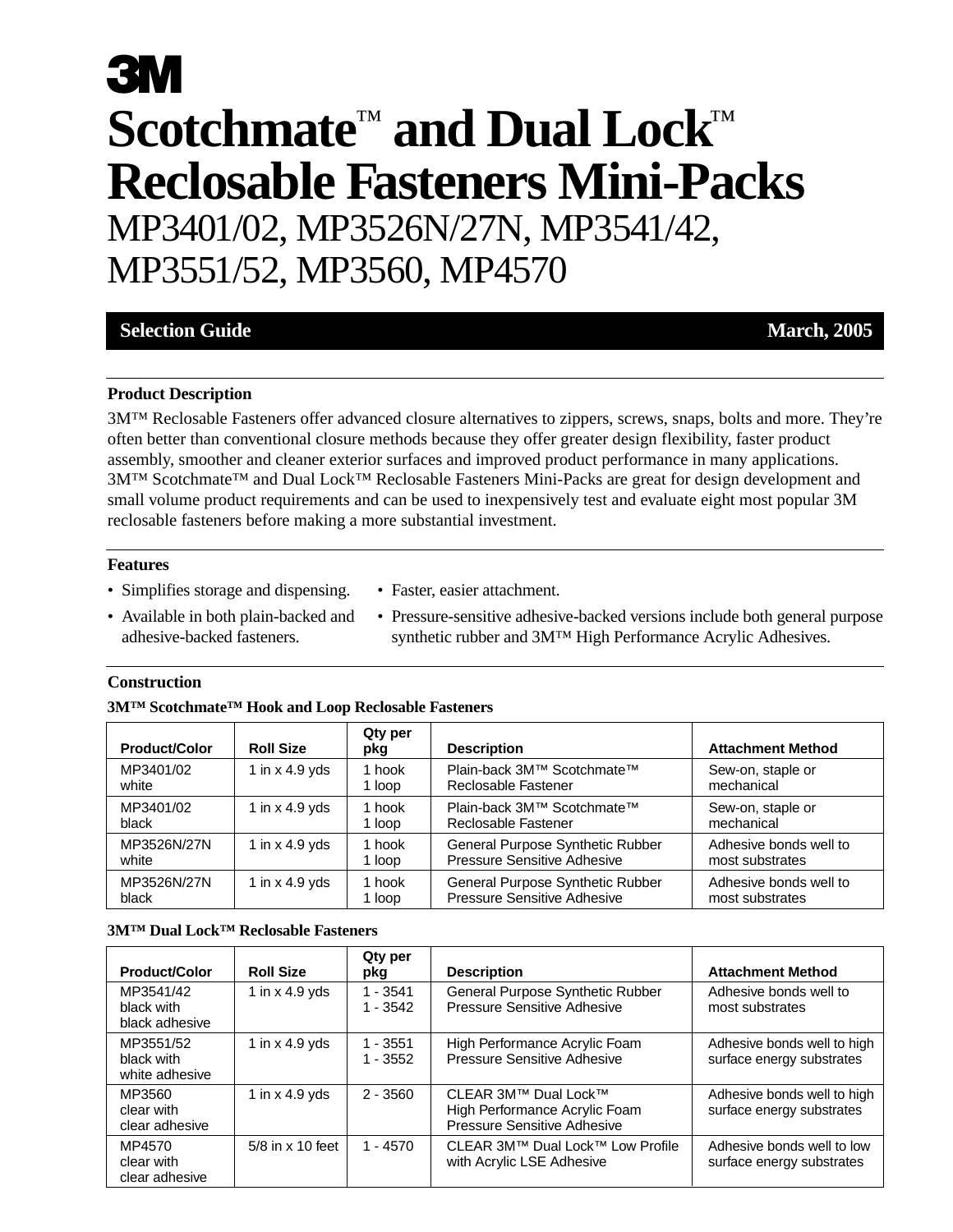3M

# Scotchmate™ and Dual Lock™ Reclosable Fasteners Mini-Packs

## MP3401/02, MP3526N/27N, MP3541/42, MP3551/52, MP3560, MP4570

**Selection Guide** — **March, 2005**

### Product Description

3M™ Reclosable Fasteners offer advanced closure alternatives to zippers, screws, snaps, bolts and more. They're often better than conventional closure methods because they offer greater design flexibility, faster product assembly, smoother and cleaner exterior surfaces and improved product performance in many applications. 3M™ Scotchmate™ and Dual Lock™ Reclosable Fasteners Mini-Packs are great for design development and small volume product requirements and can be used to inexpensively test and evaluate eight most popular 3M reclosable fasteners before making a more substantial investment.

### Features

- Simplifies storage and dispensing.
- Available in both plain-backed and adhesive-backed fasteners.
- Faster, easier attachment.
- Pressure-sensitive adhesive-backed versions include both general purpose synthetic rubber and 3M™ High Performance Acrylic Adhesives.

### Construction

**3M™ Scotchmate™ Hook and Loop Reclosable Fasteners**

| Product/Color | Roll Size | Qty per pkg | Description | Attachment Method |
|---|---|---|---|---|
| MP3401/02 white | 1 in x 4.9 yds | 1 hook 1 loop | Plain-back 3M™ Scotchmate™ Reclosable Fastener | Sew-on, staple or mechanical |
| MP3401/02 black | 1 in x 4.9 yds | 1 hook 1 loop | Plain-back 3M™ Scotchmate™ Reclosable Fastener | Sew-on, staple or mechanical |
| MP3526N/27N white | 1 in x 4.9 yds | 1 hook 1 loop | General Purpose Synthetic Rubber Pressure Sensitive Adhesive | Adhesive bonds well to most substrates |
| MP3526N/27N black | 1 in x 4.9 yds | 1 hook 1 loop | General Purpose Synthetic Rubber Pressure Sensitive Adhesive | Adhesive bonds well to most substrates |

**3M™ Dual Lock™ Reclosable Fasteners**

| Product/Color | Roll Size | Qty per pkg | Description | Attachment Method |
|---|---|---|---|---|
| MP3541/42 black with black adhesive | 1 in x 4.9 yds | 1 - 3541 1 - 3542 | General Purpose Synthetic Rubber Pressure Sensitive Adhesive | Adhesive bonds well to most substrates |
| MP3551/52 black with white adhesive | 1 in x 4.9 yds | 1 - 3551 1 - 3552 | High Performance Acrylic Foam Pressure Sensitive Adhesive | Adhesive bonds well to high surface energy substrates |
| MP3560 clear with clear adhesive | 1 in x 4.9 yds | 2 - 3560 | CLEAR 3M™ Dual Lock™ High Performance Acrylic Foam Pressure Sensitive Adhesive | Adhesive bonds well to high surface energy substrates |
| MP4570 clear with clear adhesive | 5/8 in x 10 feet | 1 - 4570 | CLEAR 3M™ Dual Lock™ Low Profile with Acrylic LSE Adhesive | Adhesive bonds well to low surface energy substrates |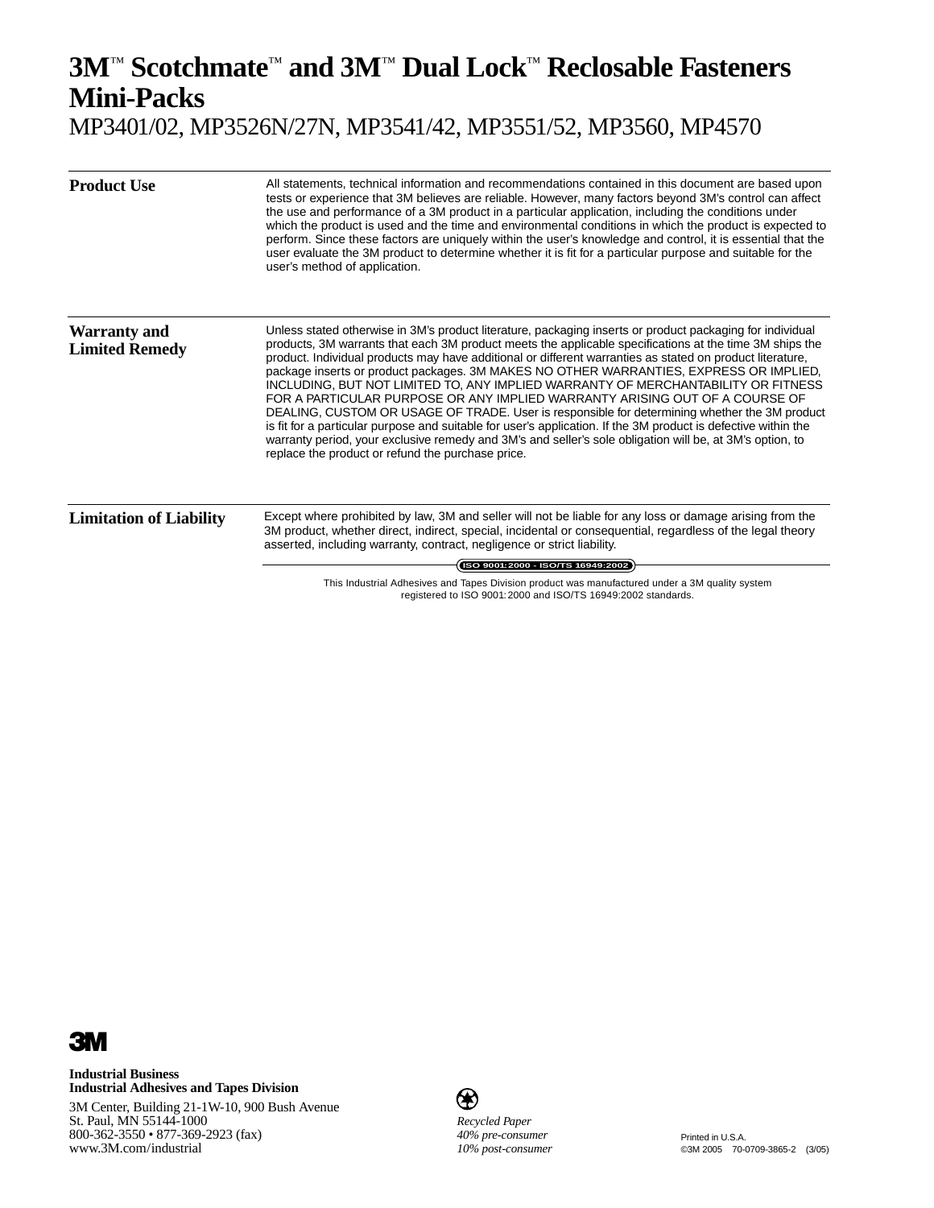# 3M™ Scotchmate™ and 3M™ Dual Lock™ Reclosable Fasteners Mini-Packs

MP3401/02, MP3526N/27N, MP3541/42, MP3551/52, MP3560, MP4570

## Product Use

All statements, technical information and recommendations contained in this document are based upon tests or experience that 3M believes are reliable. However, many factors beyond 3M's control can affect the use and performance of a 3M product in a particular application, including the conditions under which the product is used and the time and environmental conditions in which the product is expected to perform. Since these factors are uniquely within the user's knowledge and control, it is essential that the user evaluate the 3M product to determine whether it is fit for a particular purpose and suitable for the user's method of application.

## Warranty and Limited Remedy

Unless stated otherwise in 3M's product literature, packaging inserts or product packaging for individual products, 3M warrants that each 3M product meets the applicable specifications at the time 3M ships the product. Individual products may have additional or different warranties as stated on product literature, package inserts or product packages. 3M MAKES NO OTHER WARRANTIES, EXPRESS OR IMPLIED, INCLUDING, BUT NOT LIMITED TO, ANY IMPLIED WARRANTY OF MERCHANTABILITY OR FITNESS FOR A PARTICULAR PURPOSE OR ANY IMPLIED WARRANTY ARISING OUT OF A COURSE OF DEALING, CUSTOM OR USAGE OF TRADE. User is responsible for determining whether the 3M product is fit for a particular purpose and suitable for user's application. If the 3M product is defective within the warranty period, your exclusive remedy and 3M's and seller's sole obligation will be, at 3M's option, to replace the product or refund the purchase price.

## Limitation of Liability

Except where prohibited by law, 3M and seller will not be liable for any loss or damage arising from the 3M product, whether direct, indirect, special, incidental or consequential, regardless of the legal theory asserted, including warranty, contract, negligence or strict liability.

ISO 9001:2000 - ISO/TS 16949:2002

This Industrial Adhesives and Tapes Division product was manufactured under a 3M quality system registered to ISO 9001:2000 and ISO/TS 16949:2002 standards.

3M

**Industrial Business**
**Industrial Adhesives and Tapes Division**

3M Center, Building 21-1W-10, 900 Bush Avenue
St. Paul, MN 55144-1000
800-362-3550 • 877-369-2923 (fax)
www.3M.com/industrial

*Recycled Paper*
*40% pre-consumer*
*10% post-consumer*

Printed in U.S.A.
©3M 2005 70-0709-3865-2 (3/05)